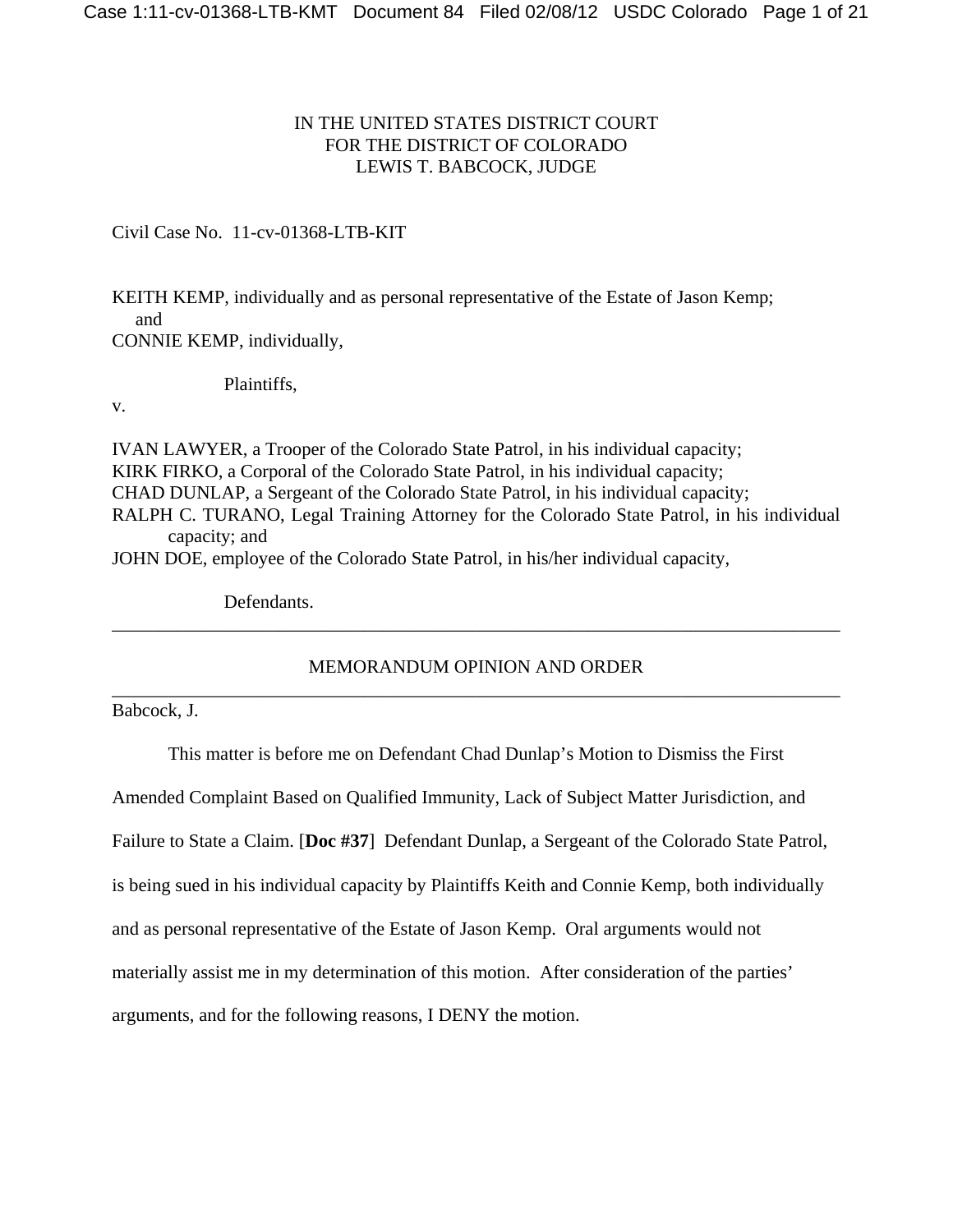IN THE UNITED STATES DISTRICT COURT
FOR THE DISTRICT OF COLORADO
LEWIS T. BABCOCK, JUDGE

Civil Case No. 11-cv-01368-LTB-KIT

KEITH KEMP, individually and as personal representative of the Estate of Jason Kemp;
and
CONNIE KEMP, individually,

Plaintiffs,

v.

IVAN LAWYER, a Trooper of the Colorado State Patrol, in his individual capacity;
KIRK FIRKO, a Corporal of the Colorado State Patrol, in his individual capacity;
CHAD DUNLAP, a Sergeant of the Colorado State Patrol, in his individual capacity;
RALPH C. TURANO, Legal Training Attorney for the Colorado State Patrol, in his individual capacity; and
JOHN DOE, employee of the Colorado State Patrol, in his/her individual capacity,

Defendants.

---

## MEMORANDUM OPINION AND ORDER

---

Babcock, J.

This matter is before me on Defendant Chad Dunlap's Motion to Dismiss the First Amended Complaint Based on Qualified Immunity, Lack of Subject Matter Jurisdiction, and Failure to State a Claim. [**Doc #37**] Defendant Dunlap, a Sergeant of the Colorado State Patrol, is being sued in his individual capacity by Plaintiffs Keith and Connie Kemp, both individually and as personal representative of the Estate of Jason Kemp. Oral arguments would not materially assist me in my determination of this motion. After consideration of the parties' arguments, and for the following reasons, I DENY the motion.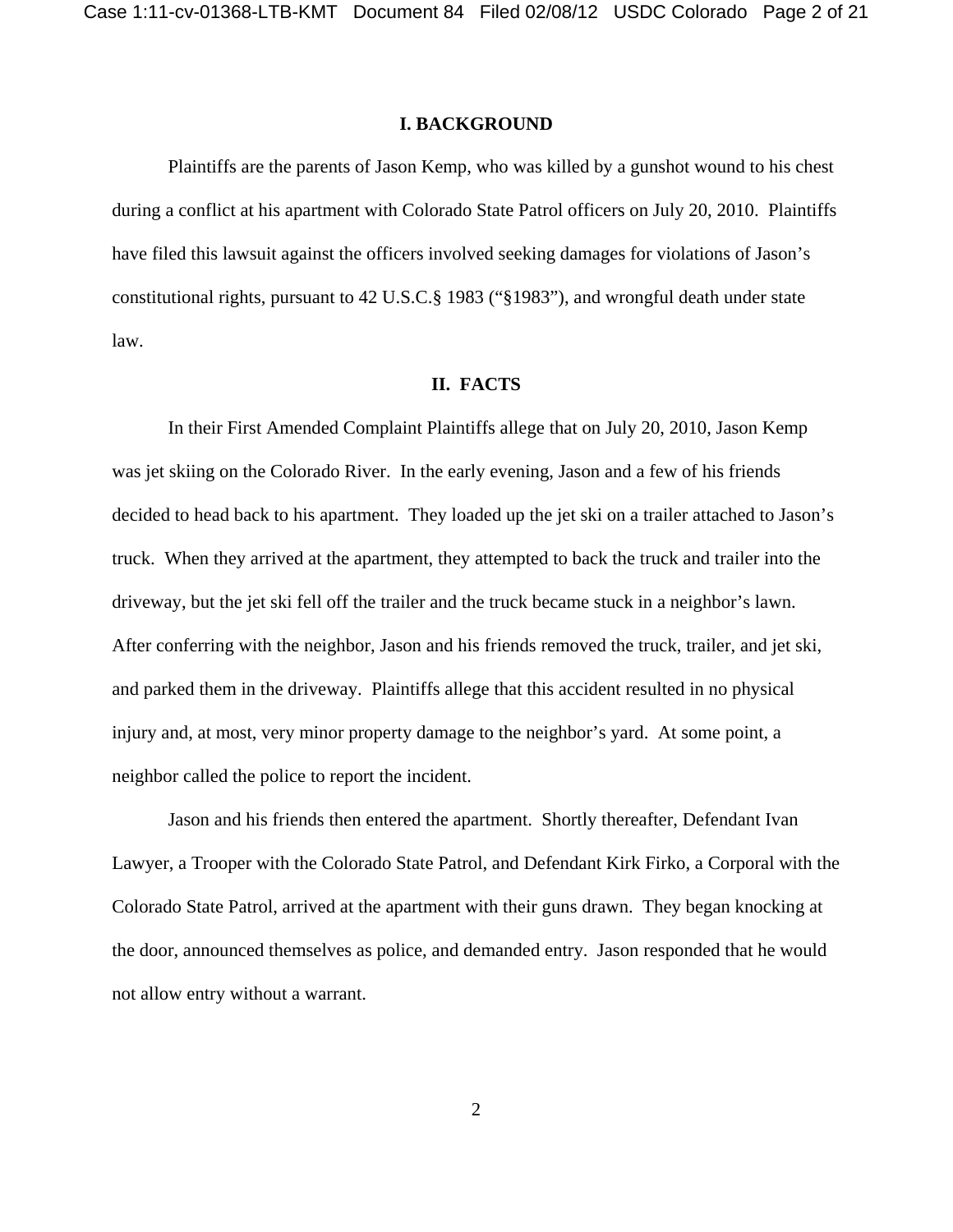## I. BACKGROUND

Plaintiffs are the parents of Jason Kemp, who was killed by a gunshot wound to his chest during a conflict at his apartment with Colorado State Patrol officers on July 20, 2010. Plaintiffs have filed this lawsuit against the officers involved seeking damages for violations of Jason's constitutional rights, pursuant to 42 U.S.C.§ 1983 ("§1983"), and wrongful death under state law.

## II. FACTS

In their First Amended Complaint Plaintiffs allege that on July 20, 2010, Jason Kemp was jet skiing on the Colorado River. In the early evening, Jason and a few of his friends decided to head back to his apartment. They loaded up the jet ski on a trailer attached to Jason's truck. When they arrived at the apartment, they attempted to back the truck and trailer into the driveway, but the jet ski fell off the trailer and the truck became stuck in a neighbor's lawn. After conferring with the neighbor, Jason and his friends removed the truck, trailer, and jet ski, and parked them in the driveway. Plaintiffs allege that this accident resulted in no physical injury and, at most, very minor property damage to the neighbor's yard. At some point, a neighbor called the police to report the incident.

Jason and his friends then entered the apartment. Shortly thereafter, Defendant Ivan Lawyer, a Trooper with the Colorado State Patrol, and Defendant Kirk Firko, a Corporal with the Colorado State Patrol, arrived at the apartment with their guns drawn. They began knocking at the door, announced themselves as police, and demanded entry. Jason responded that he would not allow entry without a warrant.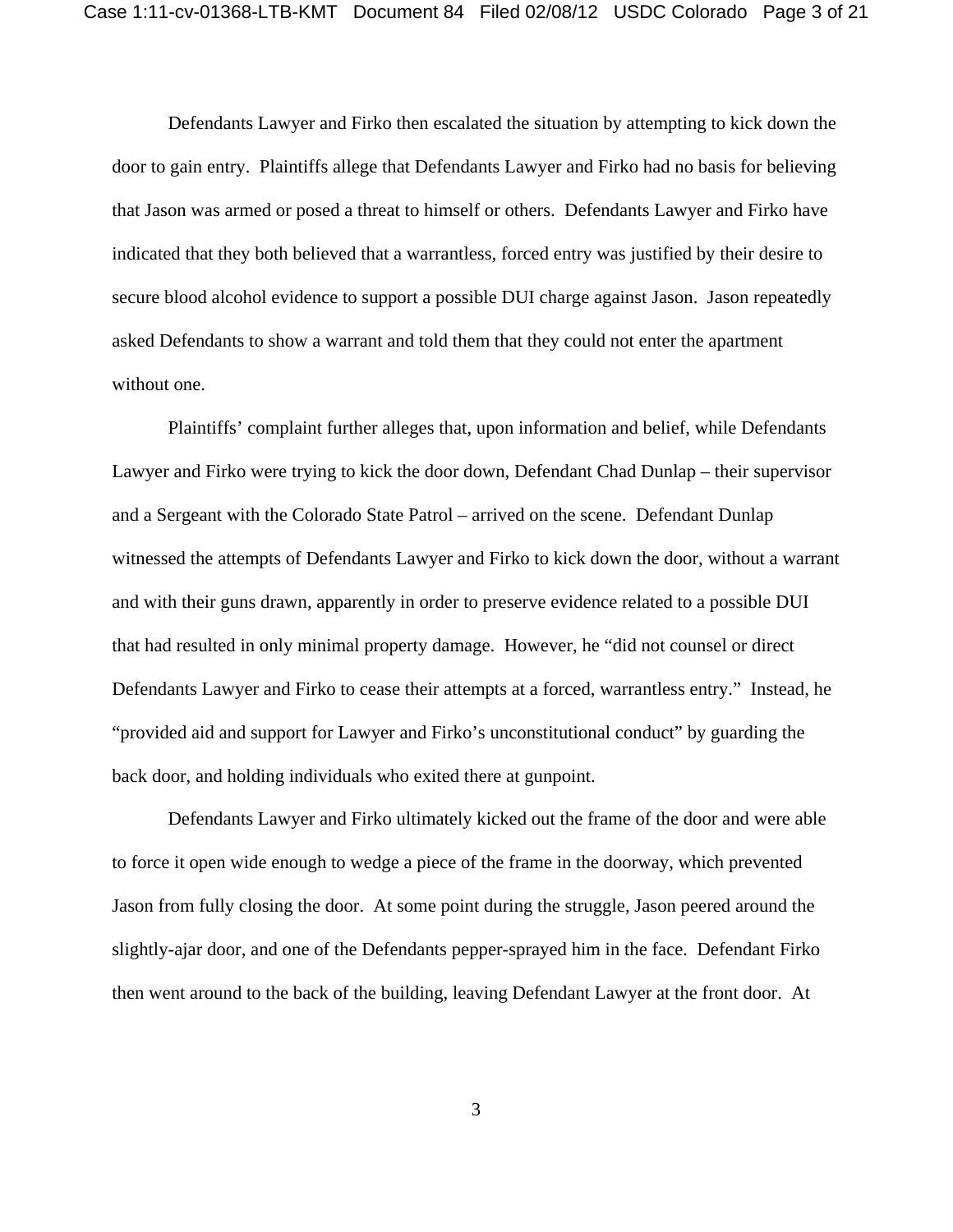Defendants Lawyer and Firko then escalated the situation by attempting to kick down the door to gain entry. Plaintiffs allege that Defendants Lawyer and Firko had no basis for believing that Jason was armed or posed a threat to himself or others. Defendants Lawyer and Firko have indicated that they both believed that a warrantless, forced entry was justified by their desire to secure blood alcohol evidence to support a possible DUI charge against Jason. Jason repeatedly asked Defendants to show a warrant and told them that they could not enter the apartment without one.

Plaintiffs' complaint further alleges that, upon information and belief, while Defendants Lawyer and Firko were trying to kick the door down, Defendant Chad Dunlap – their supervisor and a Sergeant with the Colorado State Patrol – arrived on the scene. Defendant Dunlap witnessed the attempts of Defendants Lawyer and Firko to kick down the door, without a warrant and with their guns drawn, apparently in order to preserve evidence related to a possible DUI that had resulted in only minimal property damage. However, he "did not counsel or direct Defendants Lawyer and Firko to cease their attempts at a forced, warrantless entry." Instead, he "provided aid and support for Lawyer and Firko's unconstitutional conduct" by guarding the back door, and holding individuals who exited there at gunpoint.

Defendants Lawyer and Firko ultimately kicked out the frame of the door and were able to force it open wide enough to wedge a piece of the frame in the doorway, which prevented Jason from fully closing the door. At some point during the struggle, Jason peered around the slightly-ajar door, and one of the Defendants pepper-sprayed him in the face. Defendant Firko then went around to the back of the building, leaving Defendant Lawyer at the front door. At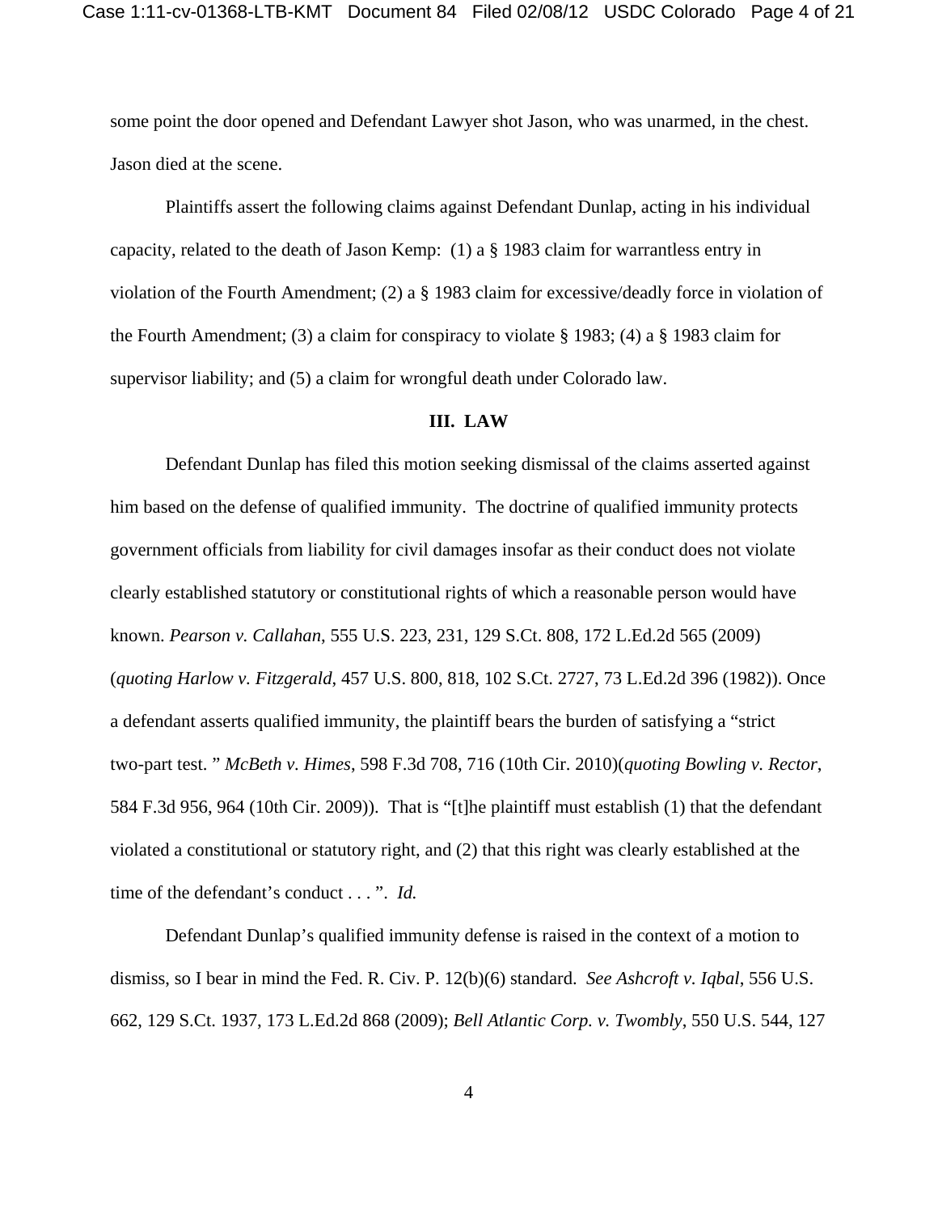some point the door opened and Defendant Lawyer shot Jason, who was unarmed, in the chest. Jason died at the scene.

Plaintiffs assert the following claims against Defendant Dunlap, acting in his individual capacity, related to the death of Jason Kemp: (1) a § 1983 claim for warrantless entry in violation of the Fourth Amendment; (2) a § 1983 claim for excessive/deadly force in violation of the Fourth Amendment; (3) a claim for conspiracy to violate § 1983; (4) a § 1983 claim for supervisor liability; and (5) a claim for wrongful death under Colorado law.

## III. LAW

Defendant Dunlap has filed this motion seeking dismissal of the claims asserted against him based on the defense of qualified immunity. The doctrine of qualified immunity protects government officials from liability for civil damages insofar as their conduct does not violate clearly established statutory or constitutional rights of which a reasonable person would have known. *Pearson v. Callahan*, 555 U.S. 223, 231, 129 S.Ct. 808, 172 L.Ed.2d 565 (2009) (*quoting Harlow v. Fitzgerald*, 457 U.S. 800, 818, 102 S.Ct. 2727, 73 L.Ed.2d 396 (1982)). Once a defendant asserts qualified immunity, the plaintiff bears the burden of satisfying a "strict two-part test. " *McBeth v. Himes*, 598 F.3d 708, 716 (10th Cir. 2010)(*quoting Bowling v. Rector*, 584 F.3d 956, 964 (10th Cir. 2009)). That is "[t]he plaintiff must establish (1) that the defendant violated a constitutional or statutory right, and (2) that this right was clearly established at the time of the defendant's conduct . . . ". *Id.*

Defendant Dunlap's qualified immunity defense is raised in the context of a motion to dismiss, so I bear in mind the Fed. R. Civ. P. 12(b)(6) standard. *See Ashcroft v. Iqbal*, 556 U.S. 662, 129 S.Ct. 1937, 173 L.Ed.2d 868 (2009); *Bell Atlantic Corp. v. Twombly*, 550 U.S. 544, 127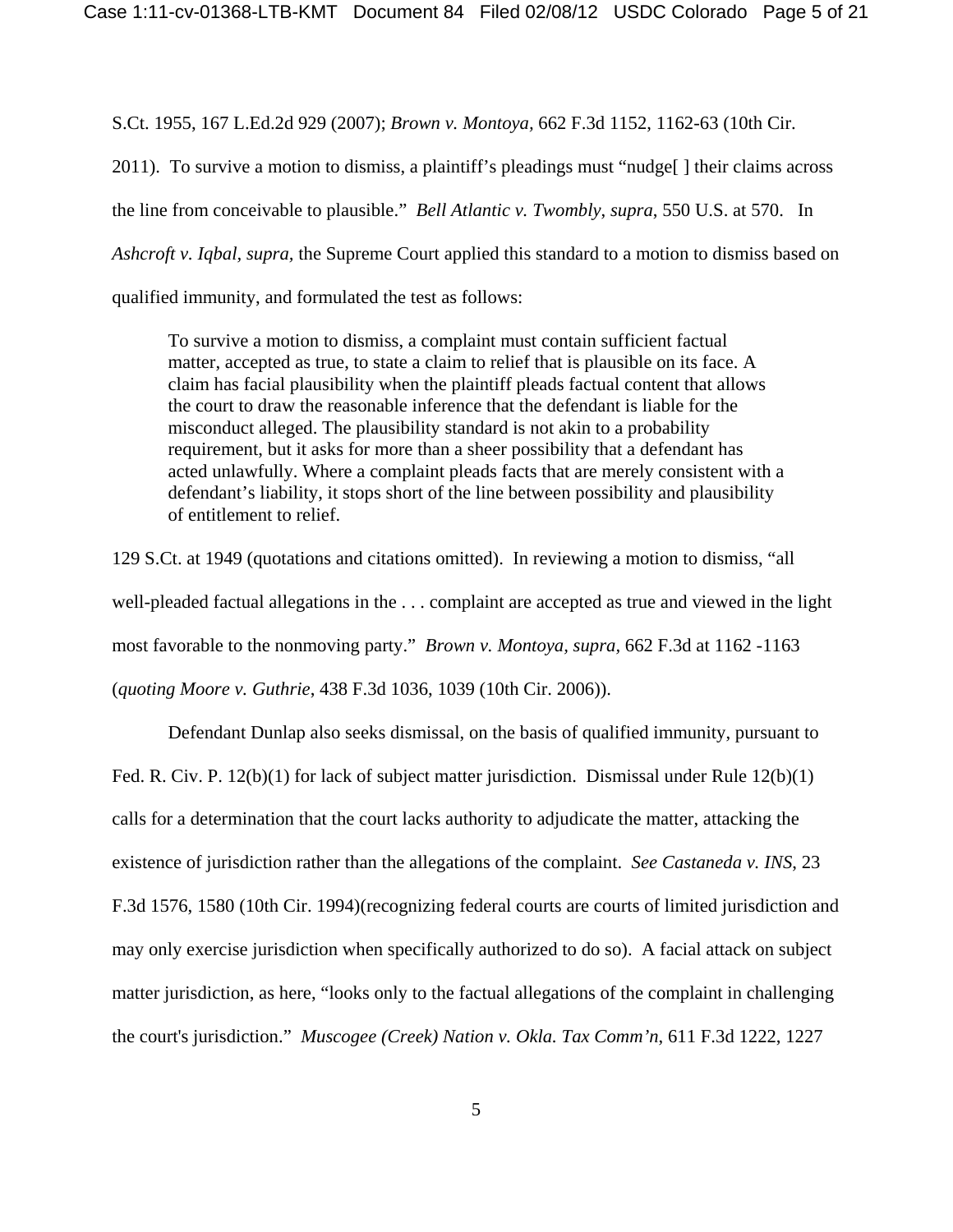S.Ct. 1955, 167 L.Ed.2d 929 (2007); *Brown v. Montoya,* 662 F.3d 1152, 1162-63 (10th Cir. 2011). To survive a motion to dismiss, a plaintiff's pleadings must "nudge[ ] their claims across the line from conceivable to plausible." *Bell Atlantic v. Twombly*, *supra*, 550 U.S. at 570. In *Ashcroft v. Iqbal, supra,* the Supreme Court applied this standard to a motion to dismiss based on qualified immunity, and formulated the test as follows:

> To survive a motion to dismiss, a complaint must contain sufficient factual matter, accepted as true, to state a claim to relief that is plausible on its face. A claim has facial plausibility when the plaintiff pleads factual content that allows the court to draw the reasonable inference that the defendant is liable for the misconduct alleged. The plausibility standard is not akin to a probability requirement, but it asks for more than a sheer possibility that a defendant has acted unlawfully. Where a complaint pleads facts that are merely consistent with a defendant's liability, it stops short of the line between possibility and plausibility of entitlement to relief.

129 S.Ct. at 1949 (quotations and citations omitted). In reviewing a motion to dismiss, "all well-pleaded factual allegations in the . . . complaint are accepted as true and viewed in the light most favorable to the nonmoving party." *Brown v. Montoya*, *supra,* 662 F.3d at 1162 -1163 (*quoting Moore v. Guthrie*, 438 F.3d 1036, 1039 (10th Cir. 2006)).

Defendant Dunlap also seeks dismissal, on the basis of qualified immunity, pursuant to Fed. R. Civ. P. 12(b)(1) for lack of subject matter jurisdiction. Dismissal under Rule 12(b)(1) calls for a determination that the court lacks authority to adjudicate the matter, attacking the existence of jurisdiction rather than the allegations of the complaint. *See Castaneda v. INS*, 23 F.3d 1576, 1580 (10th Cir. 1994)(recognizing federal courts are courts of limited jurisdiction and may only exercise jurisdiction when specifically authorized to do so). A facial attack on subject matter jurisdiction, as here, "looks only to the factual allegations of the complaint in challenging the court's jurisdiction." *Muscogee (Creek) Nation v. Okla. Tax Comm'n*, 611 F.3d 1222, 1227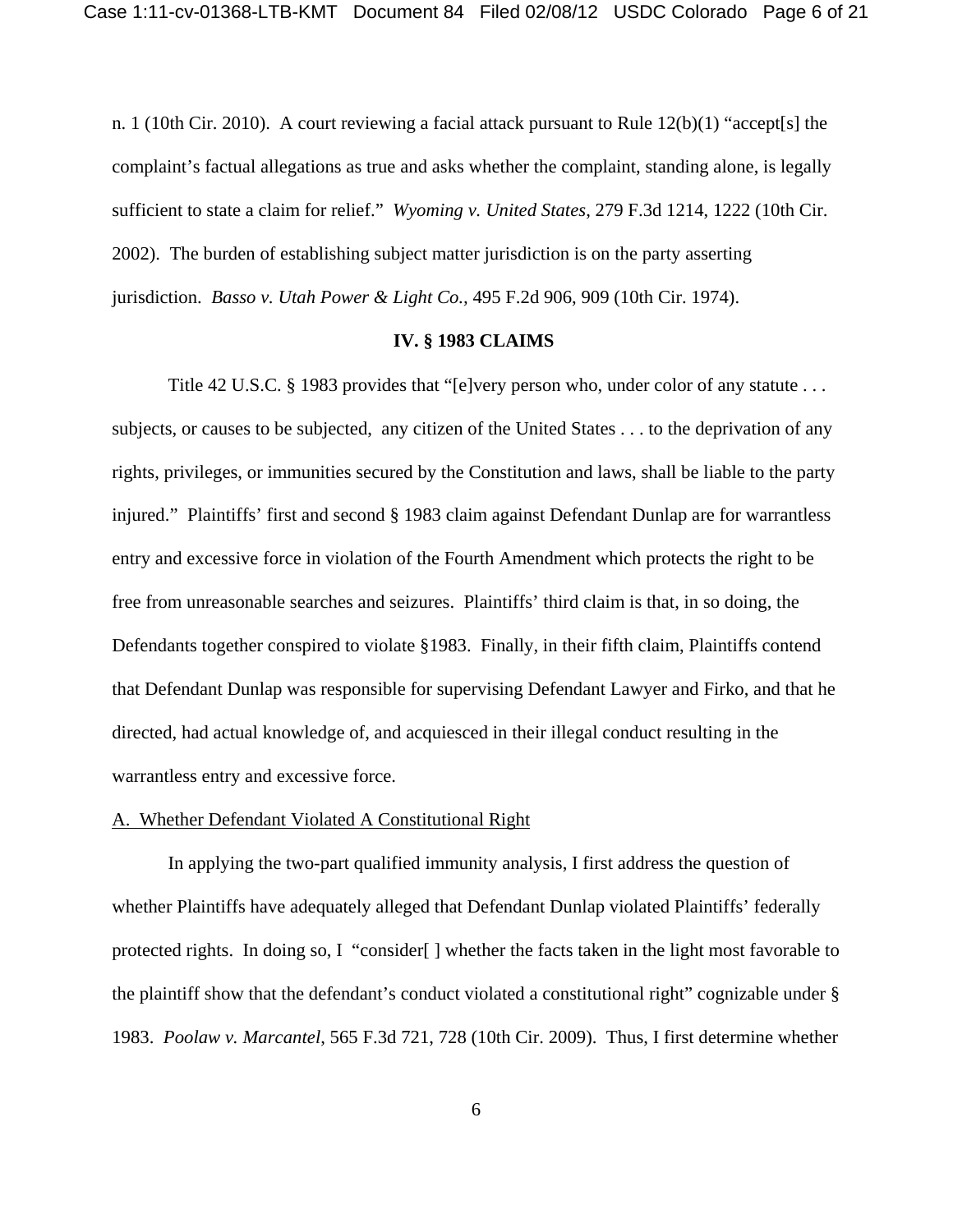n. 1 (10th Cir. 2010). A court reviewing a facial attack pursuant to Rule 12(b)(1) "accept[s] the complaint's factual allegations as true and asks whether the complaint, standing alone, is legally sufficient to state a claim for relief." *Wyoming v. United States*, 279 F.3d 1214, 1222 (10th Cir. 2002). The burden of establishing subject matter jurisdiction is on the party asserting jurisdiction. *Basso v. Utah Power & Light Co.,* 495 F.2d 906, 909 (10th Cir. 1974).

## IV. § 1983 CLAIMS

Title 42 U.S.C. § 1983 provides that "[e]very person who, under color of any statute . . . subjects, or causes to be subjected, any citizen of the United States . . . to the deprivation of any rights, privileges, or immunities secured by the Constitution and laws, shall be liable to the party injured." Plaintiffs' first and second § 1983 claim against Defendant Dunlap are for warrantless entry and excessive force in violation of the Fourth Amendment which protects the right to be free from unreasonable searches and seizures. Plaintiffs' third claim is that, in so doing, the Defendants together conspired to violate §1983. Finally, in their fifth claim, Plaintiffs contend that Defendant Dunlap was responsible for supervising Defendant Lawyer and Firko, and that he directed, had actual knowledge of, and acquiesced in their illegal conduct resulting in the warrantless entry and excessive force.

### A. Whether Defendant Violated A Constitutional Right

In applying the two-part qualified immunity analysis, I first address the question of whether Plaintiffs have adequately alleged that Defendant Dunlap violated Plaintiffs' federally protected rights. In doing so, I "consider[ ] whether the facts taken in the light most favorable to the plaintiff show that the defendant's conduct violated a constitutional right" cognizable under § 1983. *Poolaw v. Marcantel*, 565 F.3d 721, 728 (10th Cir. 2009). Thus, I first determine whether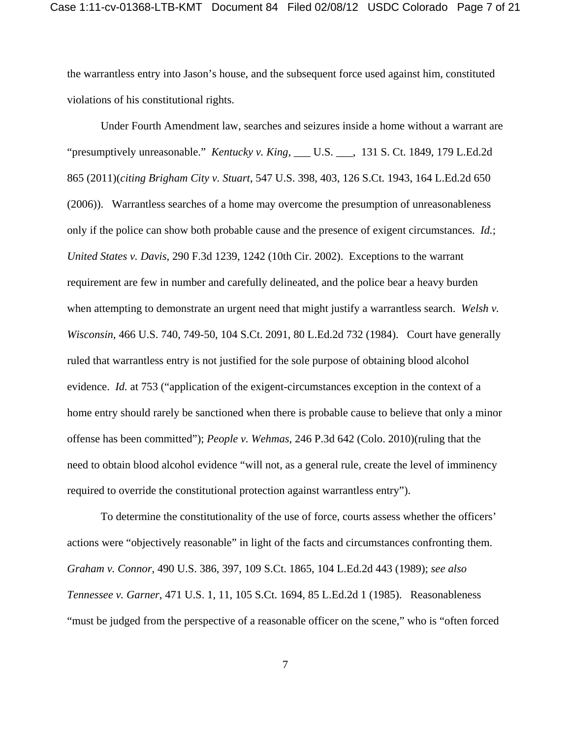the warrantless entry into Jason's house, and the subsequent force used against him, constituted violations of his constitutional rights.

Under Fourth Amendment law, searches and seizures inside a home without a warrant are "presumptively unreasonable." *Kentucky v. King*, ___ U.S. ___, 131 S. Ct. 1849, 179 L.Ed.2d 865 (2011)(*citing Brigham City v. Stuart*, 547 U.S. 398, 403, 126 S.Ct. 1943, 164 L.Ed.2d 650 (2006)). Warrantless searches of a home may overcome the presumption of unreasonableness only if the police can show both probable cause and the presence of exigent circumstances. *Id.*; *United States v. Davis*, 290 F.3d 1239, 1242 (10th Cir. 2002). Exceptions to the warrant requirement are few in number and carefully delineated, and the police bear a heavy burden when attempting to demonstrate an urgent need that might justify a warrantless search. *Welsh v. Wisconsin*, 466 U.S. 740, 749-50, 104 S.Ct. 2091, 80 L.Ed.2d 732 (1984). Court have generally ruled that warrantless entry is not justified for the sole purpose of obtaining blood alcohol evidence. *Id.* at 753 ("application of the exigent-circumstances exception in the context of a home entry should rarely be sanctioned when there is probable cause to believe that only a minor offense has been committed"); *People v. Wehmas*, 246 P.3d 642 (Colo. 2010)(ruling that the need to obtain blood alcohol evidence "will not, as a general rule, create the level of imminency required to override the constitutional protection against warrantless entry").

To determine the constitutionality of the use of force, courts assess whether the officers' actions were "objectively reasonable" in light of the facts and circumstances confronting them. *Graham v. Connor*, 490 U.S. 386, 397, 109 S.Ct. 1865, 104 L.Ed.2d 443 (1989); *see also Tennessee v. Garner*, 471 U.S. 1, 11, 105 S.Ct. 1694, 85 L.Ed.2d 1 (1985). Reasonableness "must be judged from the perspective of a reasonable officer on the scene," who is "often forced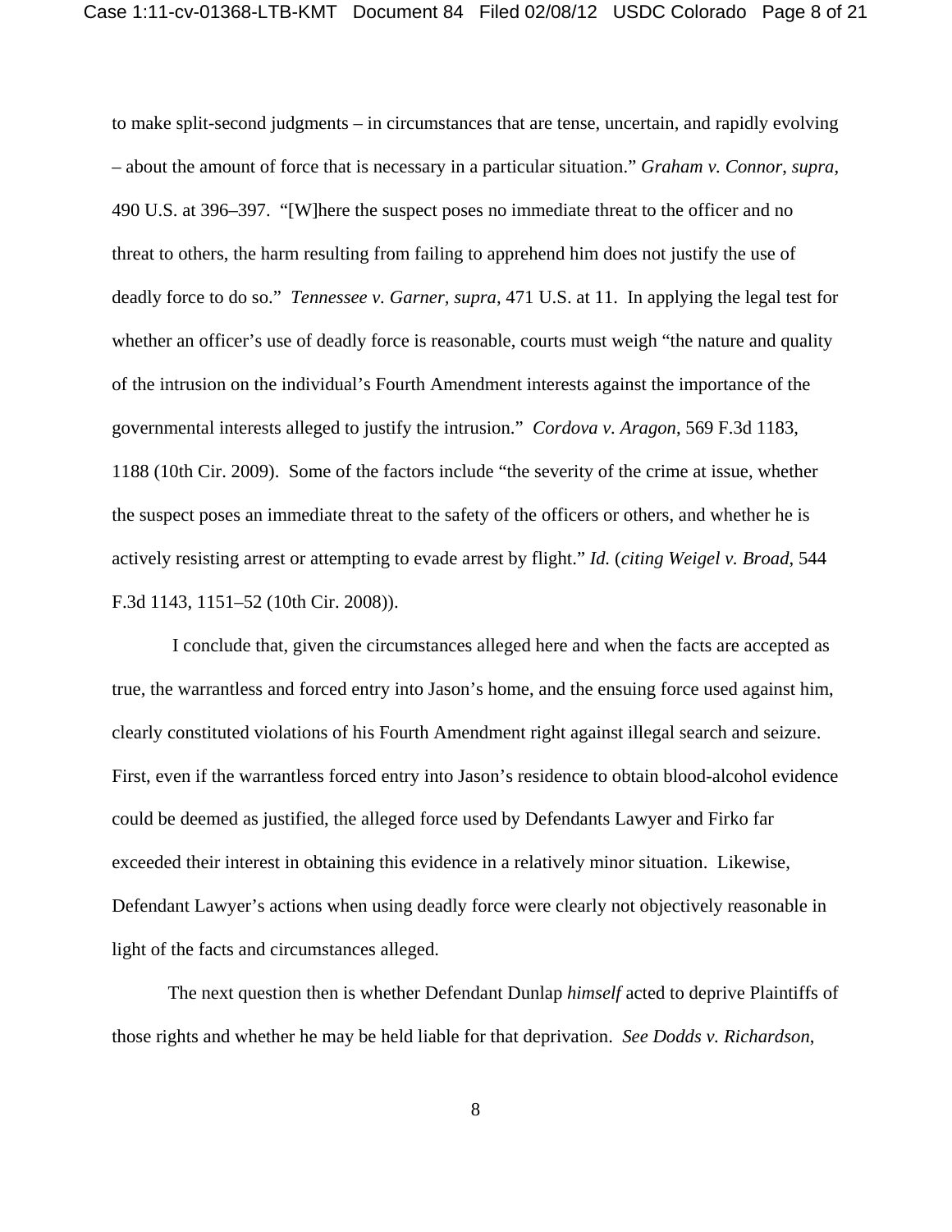to make split-second judgments – in circumstances that are tense, uncertain, and rapidly evolving – about the amount of force that is necessary in a particular situation." *Graham v. Connor*, *supra*, 490 U.S. at 396–397. "[W]here the suspect poses no immediate threat to the officer and no threat to others, the harm resulting from failing to apprehend him does not justify the use of deadly force to do so." *Tennessee v. Garner, supra*, 471 U.S. at 11. In applying the legal test for whether an officer's use of deadly force is reasonable, courts must weigh "the nature and quality of the intrusion on the individual's Fourth Amendment interests against the importance of the governmental interests alleged to justify the intrusion." *Cordova v. Aragon*, 569 F.3d 1183, 1188 (10th Cir. 2009). Some of the factors include "the severity of the crime at issue, whether the suspect poses an immediate threat to the safety of the officers or others, and whether he is actively resisting arrest or attempting to evade arrest by flight." *Id.* (*citing Weigel v. Broad*, 544 F.3d 1143, 1151–52 (10th Cir. 2008)).

I conclude that, given the circumstances alleged here and when the facts are accepted as true, the warrantless and forced entry into Jason's home, and the ensuing force used against him, clearly constituted violations of his Fourth Amendment right against illegal search and seizure. First, even if the warrantless forced entry into Jason's residence to obtain blood-alcohol evidence could be deemed as justified, the alleged force used by Defendants Lawyer and Firko far exceeded their interest in obtaining this evidence in a relatively minor situation. Likewise, Defendant Lawyer's actions when using deadly force were clearly not objectively reasonable in light of the facts and circumstances alleged.

The next question then is whether Defendant Dunlap *himself* acted to deprive Plaintiffs of those rights and whether he may be held liable for that deprivation. *See Dodds v. Richardson*,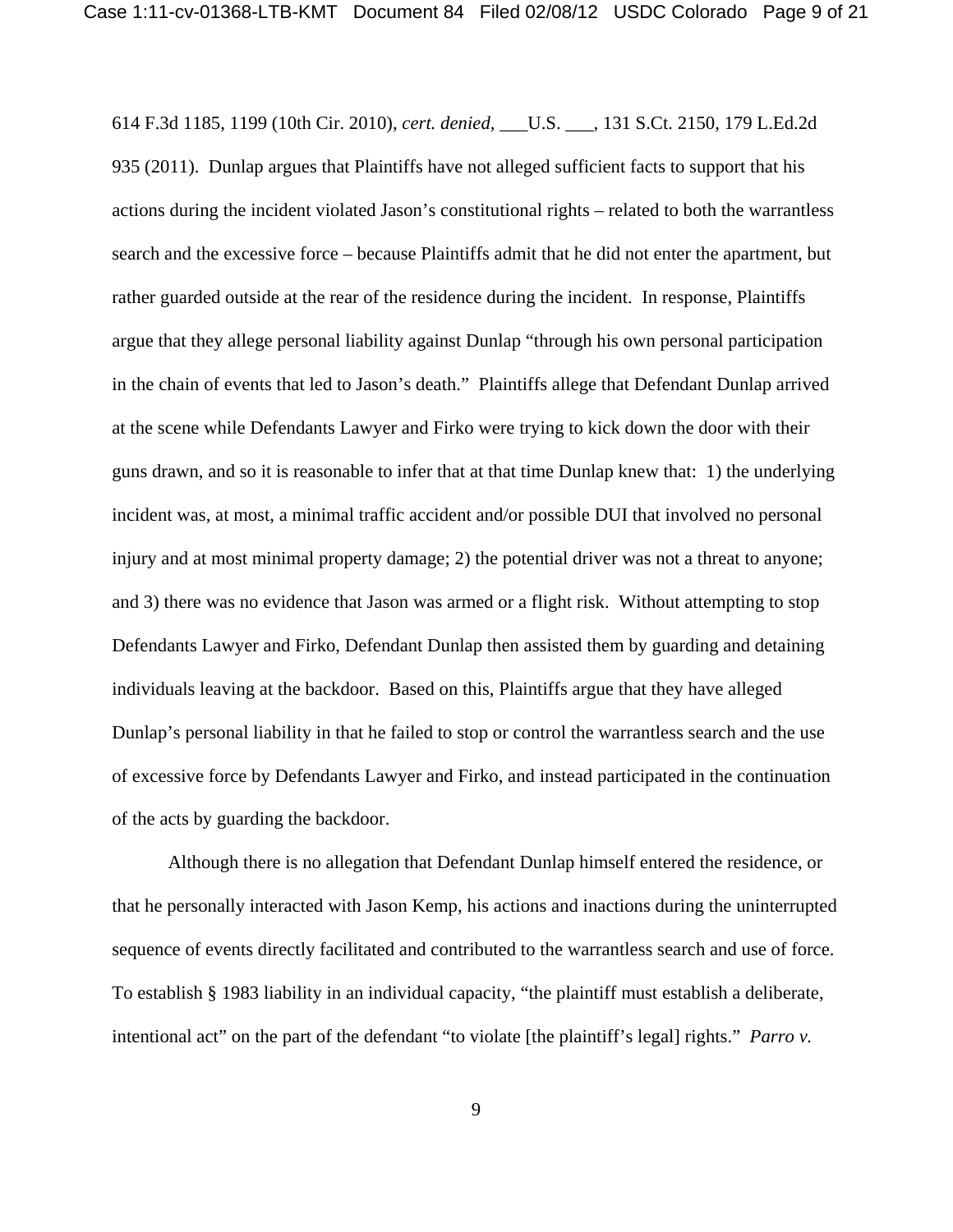614 F.3d 1185, 1199 (10th Cir. 2010), *cert. denied*, ___U.S. ___, 131 S.Ct. 2150, 179 L.Ed.2d 935 (2011). Dunlap argues that Plaintiffs have not alleged sufficient facts to support that his actions during the incident violated Jason's constitutional rights – related to both the warrantless search and the excessive force – because Plaintiffs admit that he did not enter the apartment, but rather guarded outside at the rear of the residence during the incident. In response, Plaintiffs argue that they allege personal liability against Dunlap "through his own personal participation in the chain of events that led to Jason's death." Plaintiffs allege that Defendant Dunlap arrived at the scene while Defendants Lawyer and Firko were trying to kick down the door with their guns drawn, and so it is reasonable to infer that at that time Dunlap knew that: 1) the underlying incident was, at most, a minimal traffic accident and/or possible DUI that involved no personal injury and at most minimal property damage; 2) the potential driver was not a threat to anyone; and 3) there was no evidence that Jason was armed or a flight risk. Without attempting to stop Defendants Lawyer and Firko, Defendant Dunlap then assisted them by guarding and detaining individuals leaving at the backdoor. Based on this, Plaintiffs argue that they have alleged Dunlap's personal liability in that he failed to stop or control the warrantless search and the use of excessive force by Defendants Lawyer and Firko, and instead participated in the continuation of the acts by guarding the backdoor.

Although there is no allegation that Defendant Dunlap himself entered the residence, or that he personally interacted with Jason Kemp, his actions and inactions during the uninterrupted sequence of events directly facilitated and contributed to the warrantless search and use of force. To establish § 1983 liability in an individual capacity, "the plaintiff must establish a deliberate, intentional act" on the part of the defendant "to violate [the plaintiff's legal] rights." *Parro v.*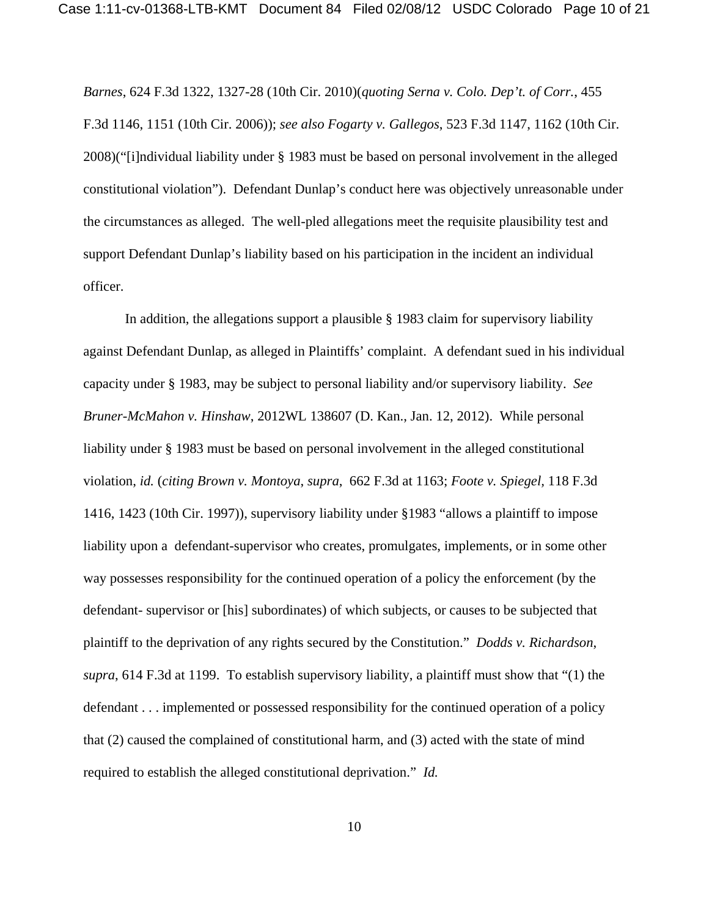*Barnes*, 624 F.3d 1322, 1327-28 (10th Cir. 2010)(*quoting Serna v. Colo. Dep't. of Corr.*, 455 F.3d 1146, 1151 (10th Cir. 2006)); *see also Fogarty v. Gallegos*, 523 F.3d 1147, 1162 (10th Cir. 2008)("[i]ndividual liability under § 1983 must be based on personal involvement in the alleged constitutional violation"). Defendant Dunlap's conduct here was objectively unreasonable under the circumstances as alleged. The well-pled allegations meet the requisite plausibility test and support Defendant Dunlap's liability based on his participation in the incident an individual officer.

In addition, the allegations support a plausible § 1983 claim for supervisory liability against Defendant Dunlap, as alleged in Plaintiffs' complaint. A defendant sued in his individual capacity under § 1983, may be subject to personal liability and/or supervisory liability. *See Bruner-McMahon v. Hinshaw*, 2012WL 138607 (D. Kan., Jan. 12, 2012). While personal liability under § 1983 must be based on personal involvement in the alleged constitutional violation, *id.* (*citing Brown v. Montoya*, *supra*, 662 F.3d at 1163; *Foote v. Spiegel*, 118 F.3d 1416, 1423 (10th Cir. 1997)), supervisory liability under §1983 "allows a plaintiff to impose liability upon a defendant-supervisor who creates, promulgates, implements, or in some other way possesses responsibility for the continued operation of a policy the enforcement (by the defendant- supervisor or [his] subordinates) of which subjects, or causes to be subjected that plaintiff to the deprivation of any rights secured by the Constitution." *Dodds v. Richardson*, *supra*, 614 F.3d at 1199. To establish supervisory liability, a plaintiff must show that "(1) the defendant . . . implemented or possessed responsibility for the continued operation of a policy that (2) caused the complained of constitutional harm, and (3) acted with the state of mind required to establish the alleged constitutional deprivation." *Id.*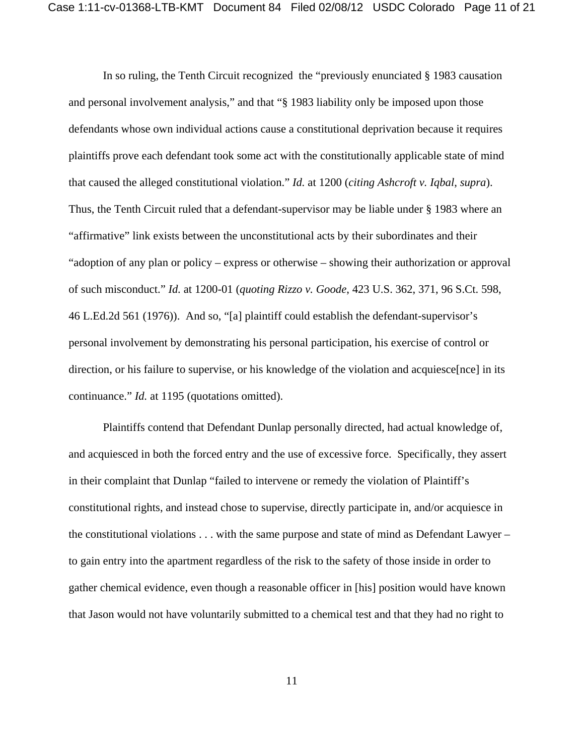In so ruling, the Tenth Circuit recognized the "previously enunciated § 1983 causation and personal involvement analysis," and that "§ 1983 liability only be imposed upon those defendants whose own individual actions cause a constitutional deprivation because it requires plaintiffs prove each defendant took some act with the constitutionally applicable state of mind that caused the alleged constitutional violation." *Id.* at 1200 (*citing Ashcroft v. Iqbal*, *supra*). Thus, the Tenth Circuit ruled that a defendant-supervisor may be liable under § 1983 where an "affirmative" link exists between the unconstitutional acts by their subordinates and their "adoption of any plan or policy – express or otherwise – showing their authorization or approval of such misconduct." *Id.* at 1200-01 (*quoting Rizzo v. Goode*, 423 U.S. 362, 371, 96 S.Ct. 598, 46 L.Ed.2d 561 (1976)). And so, "[a] plaintiff could establish the defendant-supervisor's personal involvement by demonstrating his personal participation, his exercise of control or direction, or his failure to supervise, or his knowledge of the violation and acquiesce[nce] in its continuance." *Id.* at 1195 (quotations omitted).

Plaintiffs contend that Defendant Dunlap personally directed, had actual knowledge of, and acquiesced in both the forced entry and the use of excessive force. Specifically, they assert in their complaint that Dunlap "failed to intervene or remedy the violation of Plaintiff's constitutional rights, and instead chose to supervise, directly participate in, and/or acquiesce in the constitutional violations . . . with the same purpose and state of mind as Defendant Lawyer – to gain entry into the apartment regardless of the risk to the safety of those inside in order to gather chemical evidence, even though a reasonable officer in [his] position would have known that Jason would not have voluntarily submitted to a chemical test and that they had no right to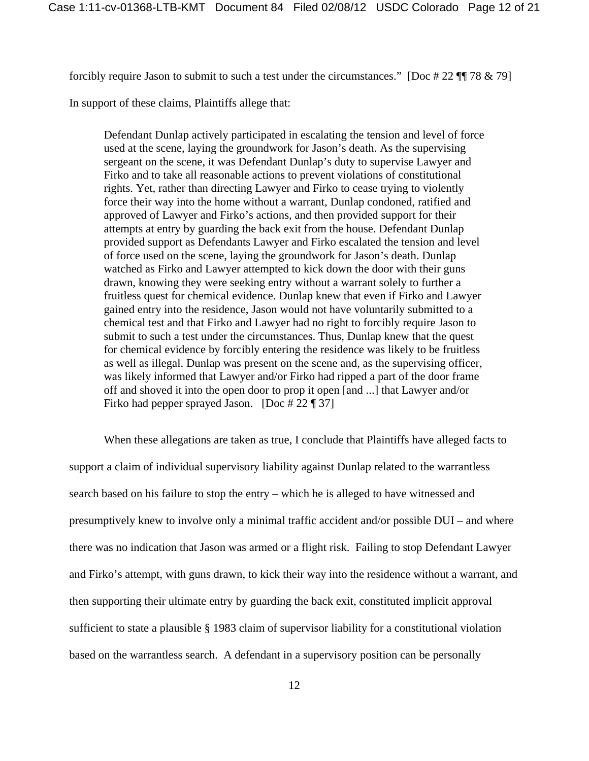forcibly require Jason to submit to such a test under the circumstances." [Doc # 22 ¶¶ 78 & 79]

In support of these claims, Plaintiffs allege that:

> Defendant Dunlap actively participated in escalating the tension and level of force used at the scene, laying the groundwork for Jason's death. As the supervising sergeant on the scene, it was Defendant Dunlap's duty to supervise Lawyer and Firko and to take all reasonable actions to prevent violations of constitutional rights. Yet, rather than directing Lawyer and Firko to cease trying to violently force their way into the home without a warrant, Dunlap condoned, ratified and approved of Lawyer and Firko's actions, and then provided support for their attempts at entry by guarding the back exit from the house. Defendant Dunlap provided support as Defendants Lawyer and Firko escalated the tension and level of force used on the scene, laying the groundwork for Jason's death. Dunlap watched as Firko and Lawyer attempted to kick down the door with their guns drawn, knowing they were seeking entry without a warrant solely to further a fruitless quest for chemical evidence. Dunlap knew that even if Firko and Lawyer gained entry into the residence, Jason would not have voluntarily submitted to a chemical test and that Firko and Lawyer had no right to forcibly require Jason to submit to such a test under the circumstances. Thus, Dunlap knew that the quest for chemical evidence by forcibly entering the residence was likely to be fruitless as well as illegal. Dunlap was present on the scene and, as the supervising officer, was likely informed that Lawyer and/or Firko had ripped a part of the door frame off and shoved it into the open door to prop it open [and ...] that Lawyer and/or Firko had pepper sprayed Jason. [Doc # 22 ¶ 37]

When these allegations are taken as true, I conclude that Plaintiffs have alleged facts to support a claim of individual supervisory liability against Dunlap related to the warrantless search based on his failure to stop the entry – which he is alleged to have witnessed and presumptively knew to involve only a minimal traffic accident and/or possible DUI – and where there was no indication that Jason was armed or a flight risk. Failing to stop Defendant Lawyer and Firko's attempt, with guns drawn, to kick their way into the residence without a warrant, and then supporting their ultimate entry by guarding the back exit, constituted implicit approval sufficient to state a plausible § 1983 claim of supervisor liability for a constitutional violation based on the warrantless search. A defendant in a supervisory position can be personally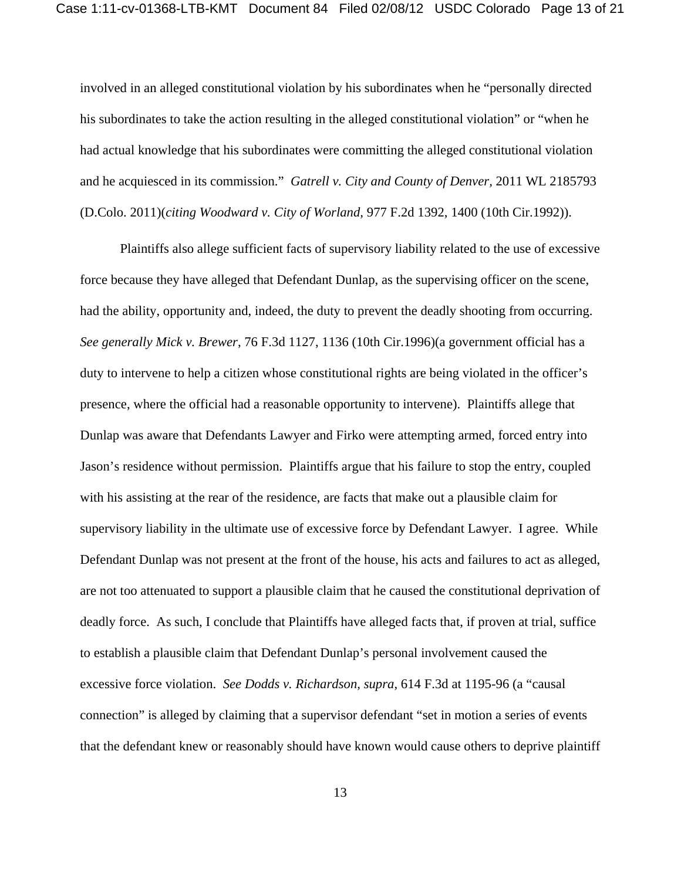involved in an alleged constitutional violation by his subordinates when he "personally directed his subordinates to take the action resulting in the alleged constitutional violation" or "when he had actual knowledge that his subordinates were committing the alleged constitutional violation and he acquiesced in its commission." *Gatrell v. City and County of Denver*, 2011 WL 2185793 (D.Colo. 2011)(*citing Woodward v. City of Worland*, 977 F.2d 1392, 1400 (10th Cir.1992)).

Plaintiffs also allege sufficient facts of supervisory liability related to the use of excessive force because they have alleged that Defendant Dunlap, as the supervising officer on the scene, had the ability, opportunity and, indeed, the duty to prevent the deadly shooting from occurring. *See generally Mick v. Brewer*, 76 F.3d 1127, 1136 (10th Cir.1996)(a government official has a duty to intervene to help a citizen whose constitutional rights are being violated in the officer's presence, where the official had a reasonable opportunity to intervene). Plaintiffs allege that Dunlap was aware that Defendants Lawyer and Firko were attempting armed, forced entry into Jason's residence without permission. Plaintiffs argue that his failure to stop the entry, coupled with his assisting at the rear of the residence, are facts that make out a plausible claim for supervisory liability in the ultimate use of excessive force by Defendant Lawyer. I agree. While Defendant Dunlap was not present at the front of the house, his acts and failures to act as alleged, are not too attenuated to support a plausible claim that he caused the constitutional deprivation of deadly force. As such, I conclude that Plaintiffs have alleged facts that, if proven at trial, suffice to establish a plausible claim that Defendant Dunlap's personal involvement caused the excessive force violation. *See Dodds v. Richardson, supra*, 614 F.3d at 1195-96 (a "causal connection" is alleged by claiming that a supervisor defendant "set in motion a series of events that the defendant knew or reasonably should have known would cause others to deprive plaintiff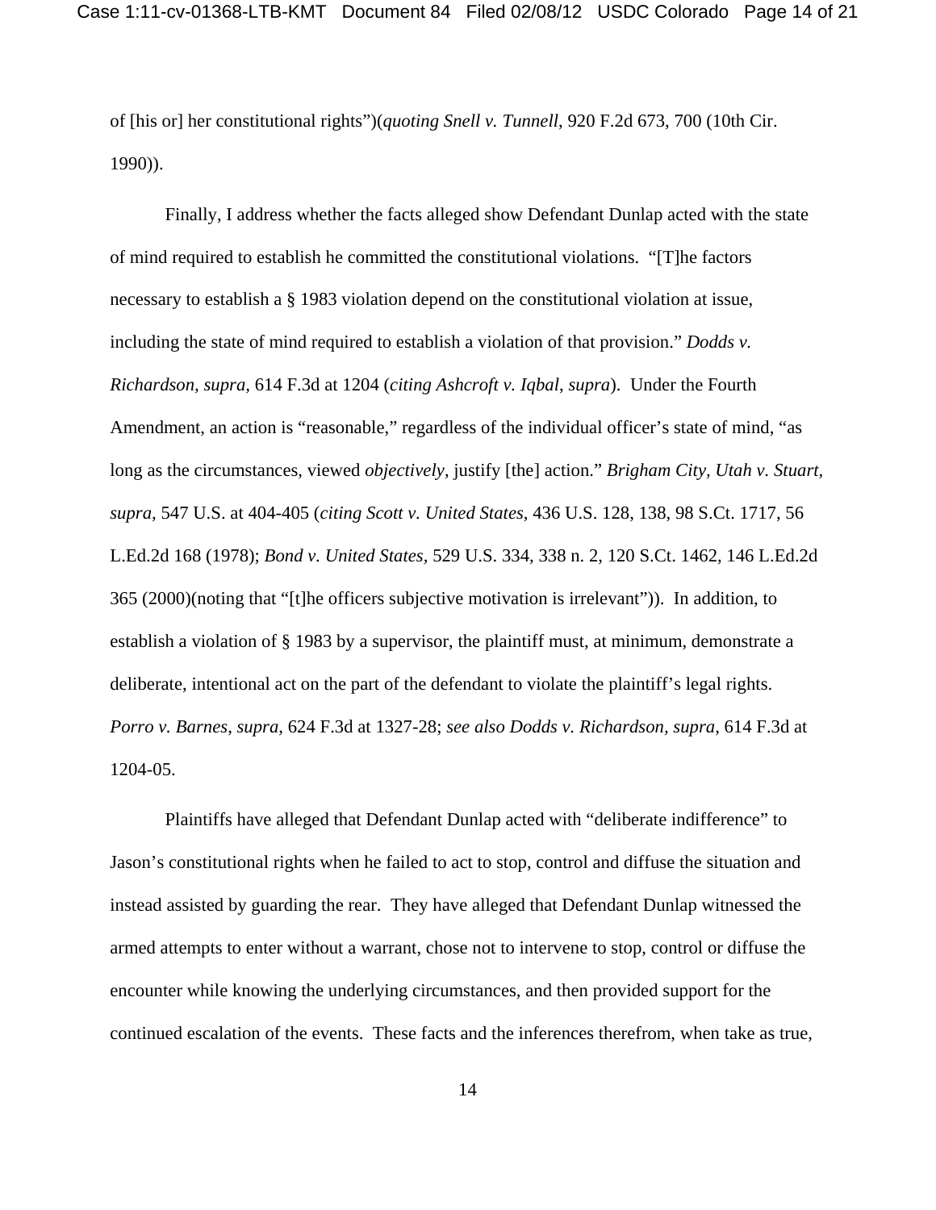of [his or] her constitutional rights")(*quoting Snell v. Tunnell*, 920 F.2d 673, 700 (10th Cir. 1990)).

Finally, I address whether the facts alleged show Defendant Dunlap acted with the state of mind required to establish he committed the constitutional violations. "[T]he factors necessary to establish a § 1983 violation depend on the constitutional violation at issue, including the state of mind required to establish a violation of that provision." *Dodds v. Richardson, supra,* 614 F.3d at 1204 (*citing Ashcroft v. Iqbal*, *supra*). Under the Fourth Amendment, an action is "reasonable," regardless of the individual officer's state of mind, "as long as the circumstances, viewed *objectively,* justify [the] action." *Brigham City, Utah v. Stuart, supra,* 547 U.S. at 404-405 (*citing Scott v. United States,* 436 U.S. 128, 138, 98 S.Ct. 1717, 56 L.Ed.2d 168 (1978); *Bond v. United States,* 529 U.S. 334, 338 n. 2, 120 S.Ct. 1462, 146 L.Ed.2d 365 (2000)(noting that "[t]he officers subjective motivation is irrelevant")). In addition, to establish a violation of § 1983 by a supervisor, the plaintiff must, at minimum, demonstrate a deliberate, intentional act on the part of the defendant to violate the plaintiff's legal rights. *Porro v. Barnes*, *supra*, 624 F.3d at 1327-28; *see also Dodds v. Richardson, supra*, 614 F.3d at 1204-05.

Plaintiffs have alleged that Defendant Dunlap acted with "deliberate indifference" to Jason's constitutional rights when he failed to act to stop, control and diffuse the situation and instead assisted by guarding the rear. They have alleged that Defendant Dunlap witnessed the armed attempts to enter without a warrant, chose not to intervene to stop, control or diffuse the encounter while knowing the underlying circumstances, and then provided support for the continued escalation of the events. These facts and the inferences therefrom, when take as true,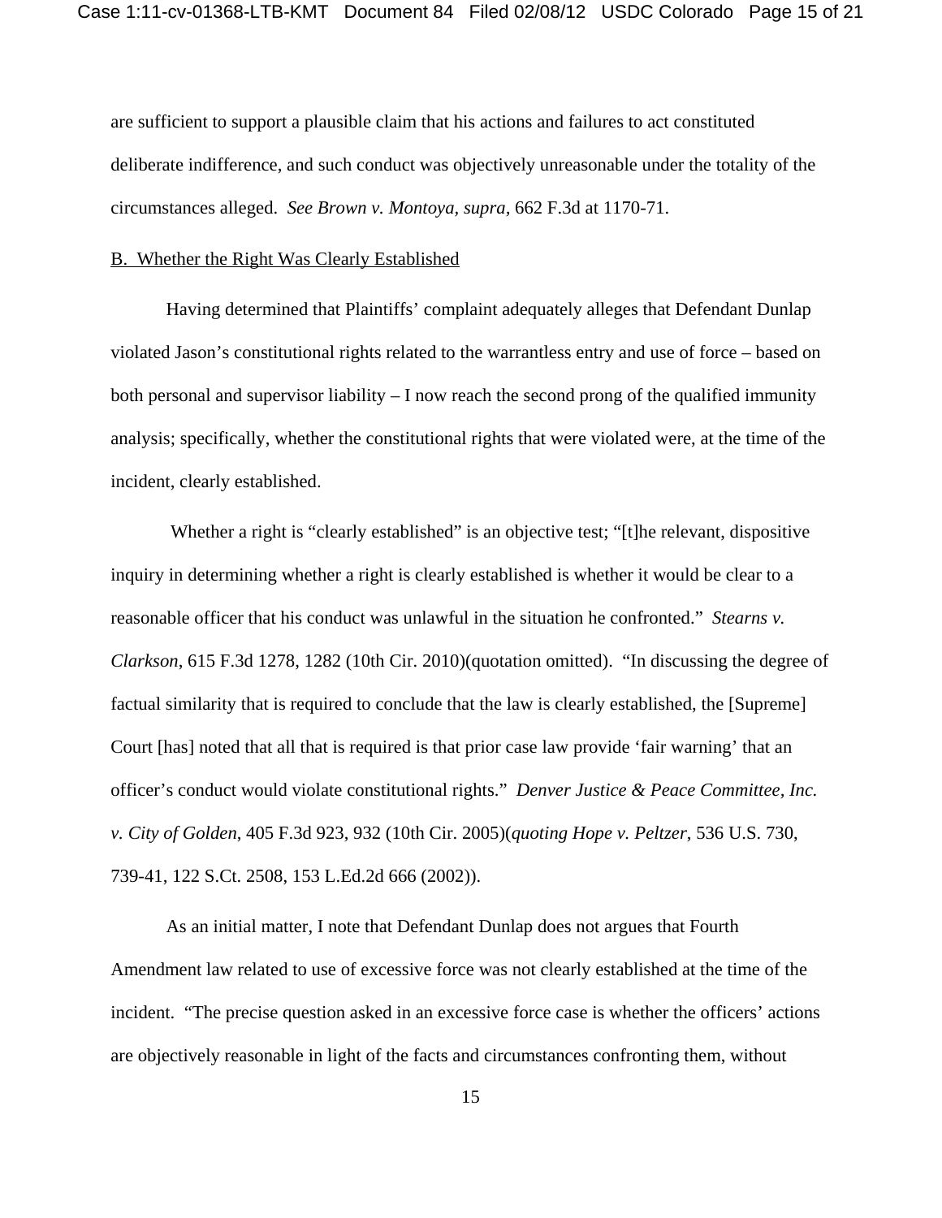are sufficient to support a plausible claim that his actions and failures to act constituted deliberate indifference, and such conduct was objectively unreasonable under the totality of the circumstances alleged. *See Brown v. Montoya*, *supra,* 662 F.3d at 1170-71.

B. Whether the Right Was Clearly Established

Having determined that Plaintiffs' complaint adequately alleges that Defendant Dunlap violated Jason's constitutional rights related to the warrantless entry and use of force – based on both personal and supervisor liability – I now reach the second prong of the qualified immunity analysis; specifically, whether the constitutional rights that were violated were, at the time of the incident, clearly established.

Whether a right is "clearly established" is an objective test; "[t]he relevant, dispositive inquiry in determining whether a right is clearly established is whether it would be clear to a reasonable officer that his conduct was unlawful in the situation he confronted." *Stearns v. Clarkson*, 615 F.3d 1278, 1282 (10th Cir. 2010)(quotation omitted). "In discussing the degree of factual similarity that is required to conclude that the law is clearly established, the [Supreme] Court [has] noted that all that is required is that prior case law provide 'fair warning' that an officer's conduct would violate constitutional rights." *Denver Justice & Peace Committee, Inc. v. City of Golden*, 405 F.3d 923, 932 (10th Cir. 2005)(*quoting Hope v. Peltzer*, 536 U.S. 730, 739-41, 122 S.Ct. 2508, 153 L.Ed.2d 666 (2002)).

As an initial matter, I note that Defendant Dunlap does not argues that Fourth Amendment law related to use of excessive force was not clearly established at the time of the incident. "The precise question asked in an excessive force case is whether the officers' actions are objectively reasonable in light of the facts and circumstances confronting them, without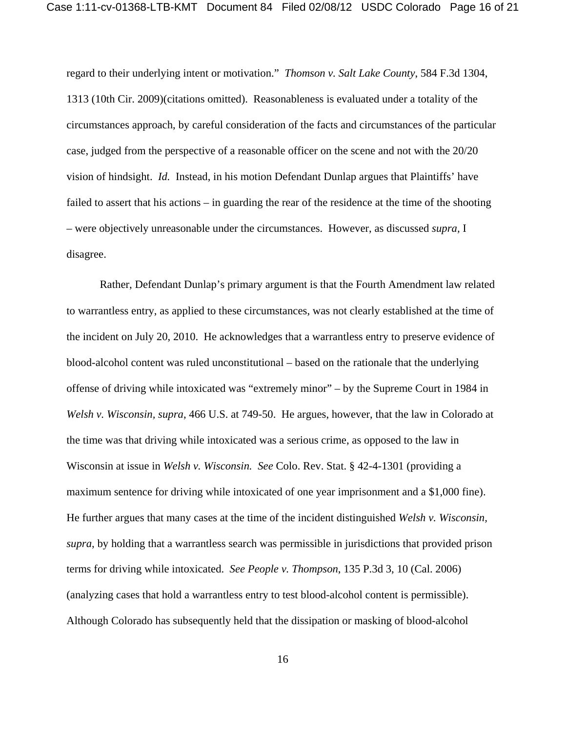regard to their underlying intent or motivation." *Thomson v. Salt Lake County*, 584 F.3d 1304, 1313 (10th Cir. 2009)(citations omitted). Reasonableness is evaluated under a totality of the circumstances approach, by careful consideration of the facts and circumstances of the particular case, judged from the perspective of a reasonable officer on the scene and not with the 20/20 vision of hindsight. *Id.* Instead, in his motion Defendant Dunlap argues that Plaintiffs' have failed to assert that his actions – in guarding the rear of the residence at the time of the shooting – were objectively unreasonable under the circumstances. However, as discussed *supra*, I disagree.

Rather, Defendant Dunlap's primary argument is that the Fourth Amendment law related to warrantless entry, as applied to these circumstances, was not clearly established at the time of the incident on July 20, 2010. He acknowledges that a warrantless entry to preserve evidence of blood-alcohol content was ruled unconstitutional – based on the rationale that the underlying offense of driving while intoxicated was "extremely minor" – by the Supreme Court in 1984 in *Welsh v. Wisconsin, supra*, 466 U.S. at 749-50. He argues, however, that the law in Colorado at the time was that driving while intoxicated was a serious crime, as opposed to the law in Wisconsin at issue in *Welsh v. Wisconsin. See* Colo. Rev. Stat. § 42-4-1301 (providing a maximum sentence for driving while intoxicated of one year imprisonment and a $1,000 fine). He further argues that many cases at the time of the incident distinguished *Welsh v. Wisconsin, supra*, by holding that a warrantless search was permissible in jurisdictions that provided prison terms for driving while intoxicated. *See People v. Thompson*, 135 P.3d 3, 10 (Cal. 2006) (analyzing cases that hold a warrantless entry to test blood-alcohol content is permissible). Although Colorado has subsequently held that the dissipation or masking of blood-alcohol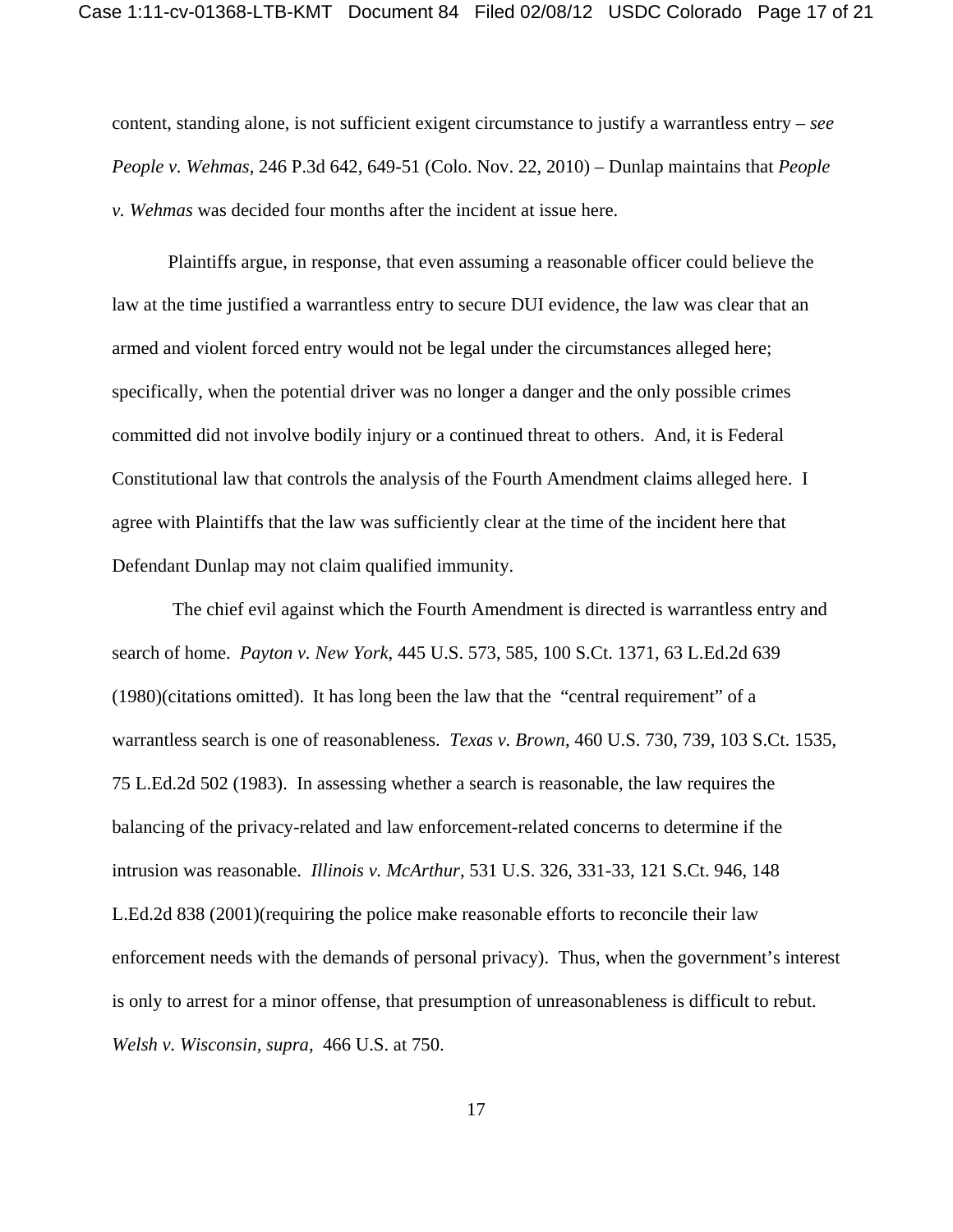content, standing alone, is not sufficient exigent circumstance to justify a warrantless entry – *see People v. Wehmas*, 246 P.3d 642, 649-51 (Colo. Nov. 22, 2010) – Dunlap maintains that *People v. Wehmas* was decided four months after the incident at issue here.

Plaintiffs argue, in response, that even assuming a reasonable officer could believe the law at the time justified a warrantless entry to secure DUI evidence, the law was clear that an armed and violent forced entry would not be legal under the circumstances alleged here; specifically, when the potential driver was no longer a danger and the only possible crimes committed did not involve bodily injury or a continued threat to others. And, it is Federal Constitutional law that controls the analysis of the Fourth Amendment claims alleged here. I agree with Plaintiffs that the law was sufficiently clear at the time of the incident here that Defendant Dunlap may not claim qualified immunity.

The chief evil against which the Fourth Amendment is directed is warrantless entry and search of home. *Payton v. New York*, 445 U.S. 573, 585, 100 S.Ct. 1371, 63 L.Ed.2d 639 (1980)(citations omitted). It has long been the law that the "central requirement" of a warrantless search is one of reasonableness. *Texas v. Brown*, 460 U.S. 730, 739, 103 S.Ct. 1535, 75 L.Ed.2d 502 (1983). In assessing whether a search is reasonable, the law requires the balancing of the privacy-related and law enforcement-related concerns to determine if the intrusion was reasonable. *Illinois v. McArthur*, 531 U.S. 326, 331-33, 121 S.Ct. 946, 148 L.Ed.2d 838 (2001)(requiring the police make reasonable efforts to reconcile their law enforcement needs with the demands of personal privacy). Thus, when the government's interest is only to arrest for a minor offense, that presumption of unreasonableness is difficult to rebut. *Welsh v. Wisconsin*, *supra*, 466 U.S. at 750.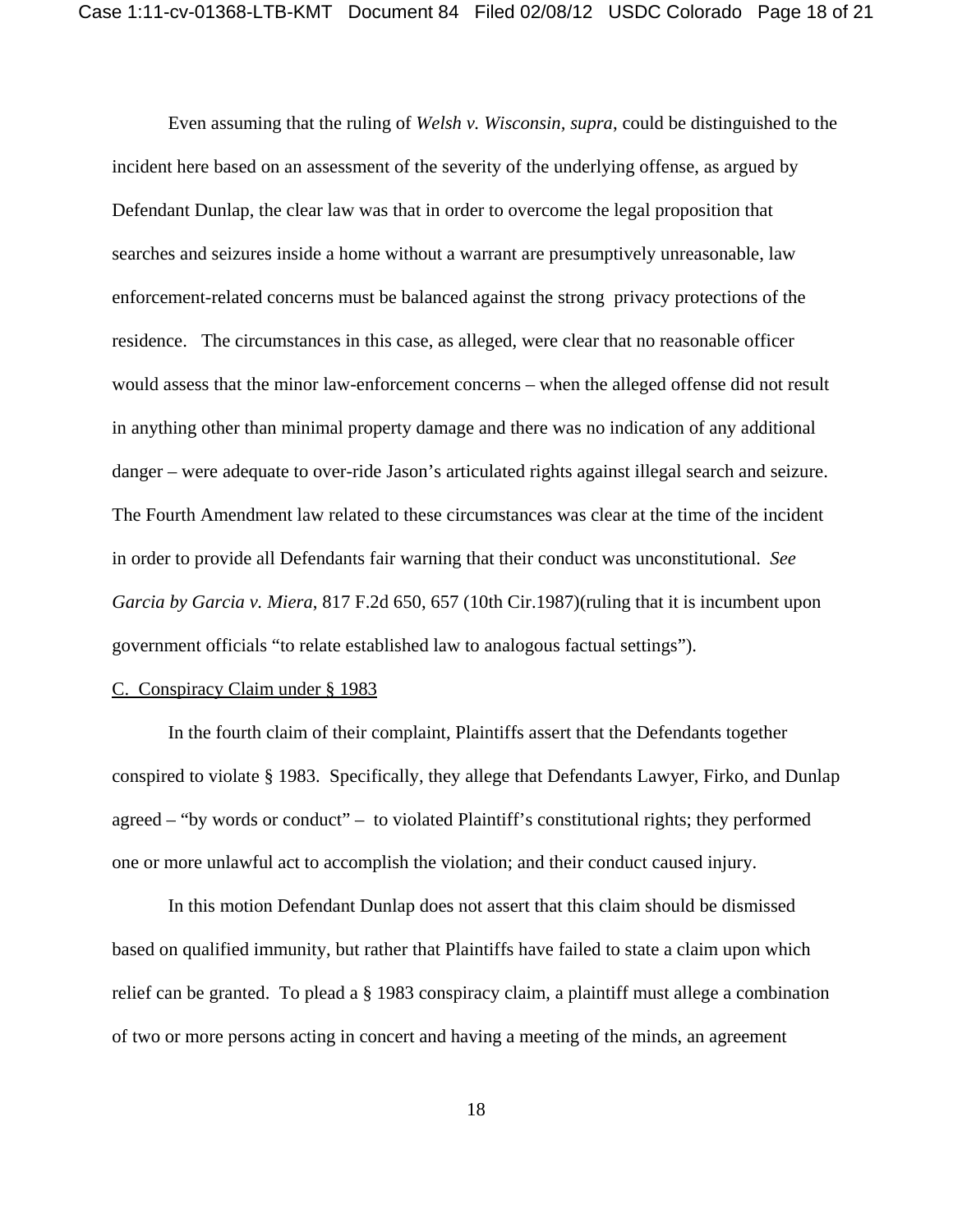Even assuming that the ruling of *Welsh v. Wisconsin*, *supra*, could be distinguished to the incident here based on an assessment of the severity of the underlying offense, as argued by Defendant Dunlap, the clear law was that in order to overcome the legal proposition that searches and seizures inside a home without a warrant are presumptively unreasonable, law enforcement-related concerns must be balanced against the strong privacy protections of the residence. The circumstances in this case, as alleged, were clear that no reasonable officer would assess that the minor law-enforcement concerns – when the alleged offense did not result in anything other than minimal property damage and there was no indication of any additional danger – were adequate to over-ride Jason's articulated rights against illegal search and seizure. The Fourth Amendment law related to these circumstances was clear at the time of the incident in order to provide all Defendants fair warning that their conduct was unconstitutional. *See Garcia by Garcia v. Miera*, 817 F.2d 650, 657 (10th Cir.1987)(ruling that it is incumbent upon government officials "to relate established law to analogous factual settings").

C. Conspiracy Claim under § 1983

In the fourth claim of their complaint, Plaintiffs assert that the Defendants together conspired to violate § 1983. Specifically, they allege that Defendants Lawyer, Firko, and Dunlap agreed – "by words or conduct" – to violated Plaintiff's constitutional rights; they performed one or more unlawful act to accomplish the violation; and their conduct caused injury.

In this motion Defendant Dunlap does not assert that this claim should be dismissed based on qualified immunity, but rather that Plaintiffs have failed to state a claim upon which relief can be granted. To plead a § 1983 conspiracy claim, a plaintiff must allege a combination of two or more persons acting in concert and having a meeting of the minds, an agreement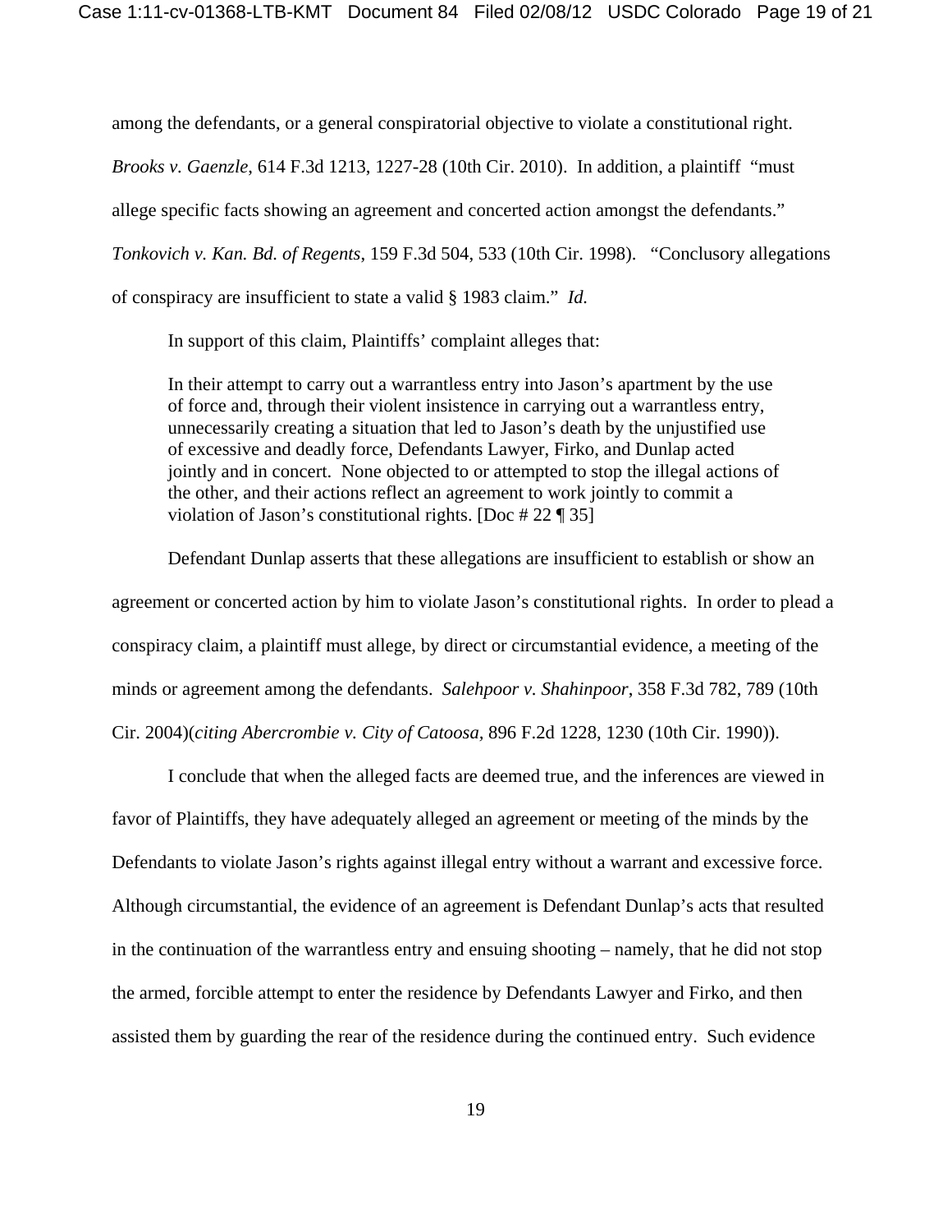among the defendants, or a general conspiratorial objective to violate a constitutional right. *Brooks v. Gaenzle*, 614 F.3d 1213, 1227-28 (10th Cir. 2010). In addition, a plaintiff "must allege specific facts showing an agreement and concerted action amongst the defendants." *Tonkovich v. Kan. Bd. of Regents*, 159 F.3d 504, 533 (10th Cir. 1998). "Conclusory allegations of conspiracy are insufficient to state a valid § 1983 claim." *Id.*

In support of this claim, Plaintiffs' complaint alleges that:

> In their attempt to carry out a warrantless entry into Jason's apartment by the use of force and, through their violent insistence in carrying out a warrantless entry, unnecessarily creating a situation that led to Jason's death by the unjustified use of excessive and deadly force, Defendants Lawyer, Firko, and Dunlap acted jointly and in concert. None objected to or attempted to stop the illegal actions of the other, and their actions reflect an agreement to work jointly to commit a violation of Jason's constitutional rights. [Doc # 22 ¶ 35]

Defendant Dunlap asserts that these allegations are insufficient to establish or show an agreement or concerted action by him to violate Jason's constitutional rights. In order to plead a conspiracy claim, a plaintiff must allege, by direct or circumstantial evidence, a meeting of the minds or agreement among the defendants. *Salehpoor v. Shahinpoor*, 358 F.3d 782, 789 (10th Cir. 2004)(*citing Abercrombie v. City of Catoosa*, 896 F.2d 1228, 1230 (10th Cir. 1990)).

I conclude that when the alleged facts are deemed true, and the inferences are viewed in favor of Plaintiffs, they have adequately alleged an agreement or meeting of the minds by the Defendants to violate Jason's rights against illegal entry without a warrant and excessive force. Although circumstantial, the evidence of an agreement is Defendant Dunlap's acts that resulted in the continuation of the warrantless entry and ensuing shooting – namely, that he did not stop the armed, forcible attempt to enter the residence by Defendants Lawyer and Firko, and then assisted them by guarding the rear of the residence during the continued entry. Such evidence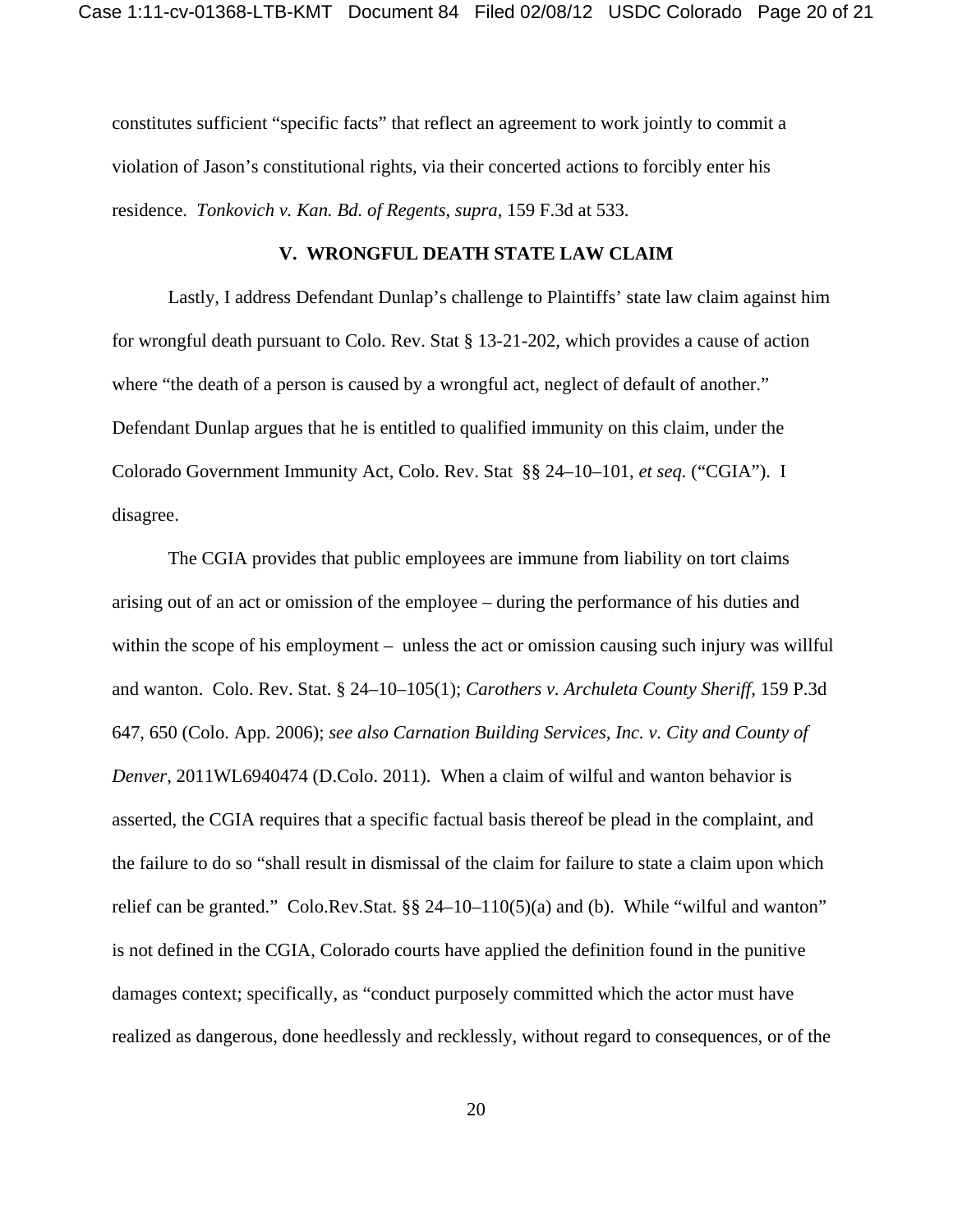constitutes sufficient "specific facts" that reflect an agreement to work jointly to commit a violation of Jason's constitutional rights, via their concerted actions to forcibly enter his residence. *Tonkovich v. Kan. Bd. of Regents, supra,* 159 F.3d at 533.

## V. WRONGFUL DEATH STATE LAW CLAIM

Lastly, I address Defendant Dunlap's challenge to Plaintiffs' state law claim against him for wrongful death pursuant to Colo. Rev. Stat § 13-21-202, which provides a cause of action where "the death of a person is caused by a wrongful act, neglect of default of another." Defendant Dunlap argues that he is entitled to qualified immunity on this claim, under the Colorado Government Immunity Act, Colo. Rev. Stat §§ 24–10–101, *et seq.* ("CGIA"). I disagree.

The CGIA provides that public employees are immune from liability on tort claims arising out of an act or omission of the employee – during the performance of his duties and within the scope of his employment – unless the act or omission causing such injury was willful and wanton. Colo. Rev. Stat. § 24–10–105(1); *Carothers v. Archuleta County Sheriff,* 159 P.3d 647, 650 (Colo. App. 2006); *see also Carnation Building Services, Inc. v. City and County of Denver,* 2011WL6940474 (D.Colo. 2011). When a claim of wilful and wanton behavior is asserted, the CGIA requires that a specific factual basis thereof be plead in the complaint, and the failure to do so "shall result in dismissal of the claim for failure to state a claim upon which relief can be granted." Colo.Rev.Stat. §§ 24–10–110(5)(a) and (b). While "wilful and wanton" is not defined in the CGIA, Colorado courts have applied the definition found in the punitive damages context; specifically, as "conduct purposely committed which the actor must have realized as dangerous, done heedlessly and recklessly, without regard to consequences, or of the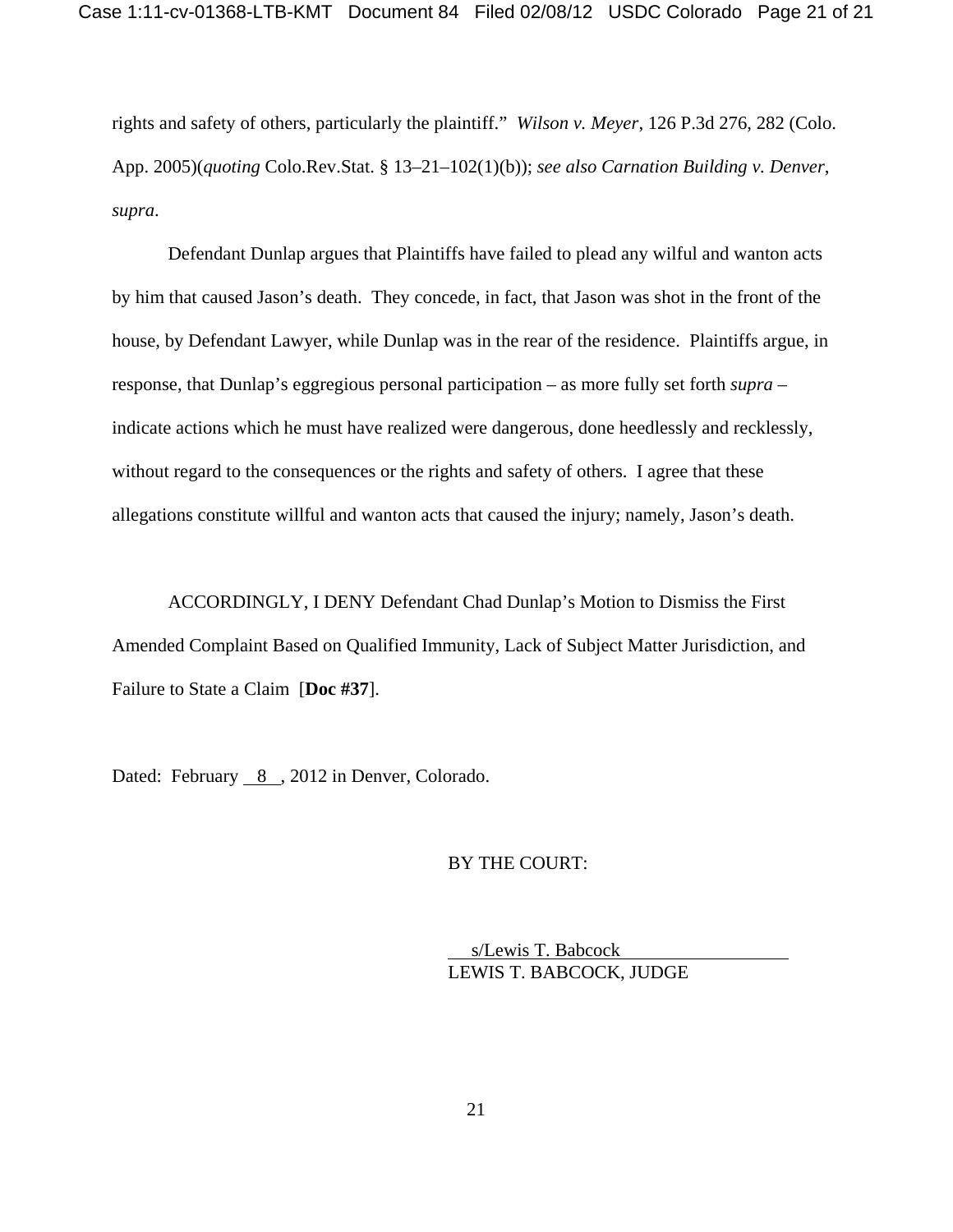rights and safety of others, particularly the plaintiff." *Wilson v. Meyer*, 126 P.3d 276, 282 (Colo. App. 2005)(*quoting* Colo.Rev.Stat. § 13–21–102(1)(b)); *see also Carnation Building v. Denver*, *supra*.

Defendant Dunlap argues that Plaintiffs have failed to plead any wilful and wanton acts by him that caused Jason's death. They concede, in fact, that Jason was shot in the front of the house, by Defendant Lawyer, while Dunlap was in the rear of the residence. Plaintiffs argue, in response, that Dunlap's eggregious personal participation – as more fully set forth *supra* – indicate actions which he must have realized were dangerous, done heedlessly and recklessly, without regard to the consequences or the rights and safety of others. I agree that these allegations constitute willful and wanton acts that caused the injury; namely, Jason's death.

ACCORDINGLY, I DENY Defendant Chad Dunlap's Motion to Dismiss the First Amended Complaint Based on Qualified Immunity, Lack of Subject Matter Jurisdiction, and Failure to State a Claim [**Doc #37**].

Dated: February 8, 2012 in Denver, Colorado.

BY THE COURT:

s/Lewis T. Babcock
LEWIS T. BABCOCK, JUDGE